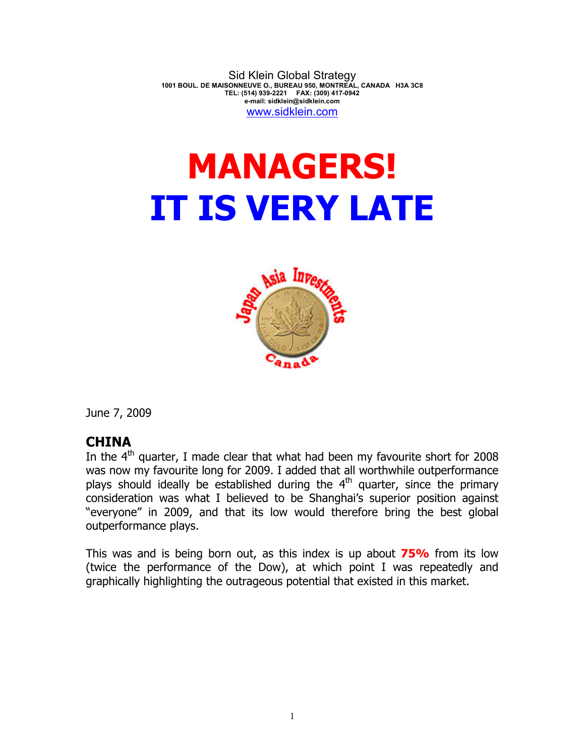Sid Klein Global Strategy
**1001 BOUL. DE MAISONNEUVE O., BUREAU 950, MONTREAL, CANADA H3A 3C8**
**TEL: (514) 939-2221 FAX: (309) 417-0942**
**e-mail: sidklein@sidklein.com**
www.sidklein.com

# MANAGERS!
# IT IS VERY LATE

June 7, 2009

## CHINA

In the 4th quarter, I made clear that what had been my favourite short for 2008 was now my favourite long for 2009. I added that all worthwhile outperformance plays should ideally be established during the 4th quarter, since the primary consideration was what I believed to be Shanghai's superior position against "everyone" in 2009, and that its low would therefore bring the best global outperformance plays.

This was and is being born out, as this index is up about **75%** from its low (twice the performance of the Dow), at which point I was repeatedly and graphically highlighting the outrageous potential that existed in this market.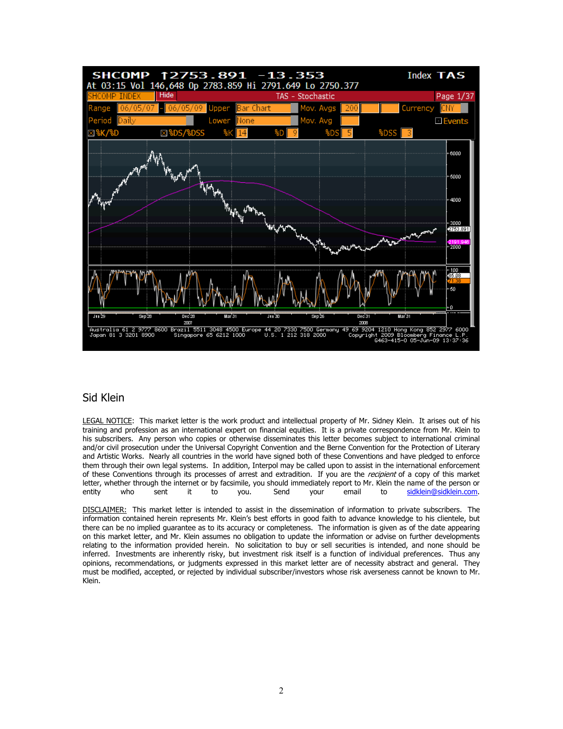SHCOMP ↑2753.891 -13.353 Index TAS
At 03:15 Vol 146,648 Op 2783.859 Hi 2791.649 Lo 2750.377
SHCOMP INDEX Hide TAS - Stochastic Page 1/37
Range 06/05/07 - 06/05/09 Upper Bar Chart Mov. Avgs 200 Currency CNY
Period Daily Lower None Mov. Avg Events
%K/%D %DS/%DSS %K 14 %D 9 %DS 5 %DSS 3

6000
5000
4000
3000
2753.891
2191.946
2000

100
85.08
71.38
50
0

Jul 29 Sep 28 Dec 28 Mar 31 Jul 30 Sep 26 Dec 31 Mar 31
2007 2008

Australia 61 2 9777 8600 Brazil 5511 3048 4500 Europe 44 20 7330 7500 Germany 49 69 9204 1210 Hong Kong 852 2977 6000
Japan 81 3 3201 8900 Singapore 65 6212 1000 U.S. 1 212 318 2000 Copyright 2009 Bloomberg Finance L.P.
G463-415-0 05-Jun-09 13:37:36

Sid Klein

LEGAL NOTICE: This market letter is the work product and intellectual property of Mr. Sidney Klein. It arises out of his training and profession as an international expert on financial equities. It is a private correspondence from Mr. Klein to his subscribers. Any person who copies or otherwise disseminates this letter becomes subject to international criminal and/or civil prosecution under the Universal Copyright Convention and the Berne Convention for the Protection of Literary and Artistic Works. Nearly all countries in the world have signed both of these Conventions and have pledged to enforce them through their own legal systems. In addition, Interpol may be called upon to assist in the international enforcement of these Conventions through its processes of arrest and extradition. If you are the *recipient* of a copy of this market letter, whether through the internet or by facsimile, you should immediately report to Mr. Klein the name of the person or entity who sent it to you. Send your email to sidklein@sidklein.com.

DISCLAIMER: This market letter is intended to assist in the dissemination of information to private subscribers. The information contained herein represents Mr. Klein's best efforts in good faith to advance knowledge to his clientele, but there can be no implied guarantee as to its accuracy or completeness. The information is given as of the date appearing on this market letter, and Mr. Klein assumes no obligation to update the information or advise on further developments relating to the information provided herein. No solicitation to buy or sell securities is intended, and none should be inferred. Investments are inherently risky, but investment risk itself is a function of individual preferences. Thus any opinions, recommendations, or judgments expressed in this market letter are of necessity abstract and general. They must be modified, accepted, or rejected by individual subscriber/investors whose risk averseness cannot be known to Mr. Klein.